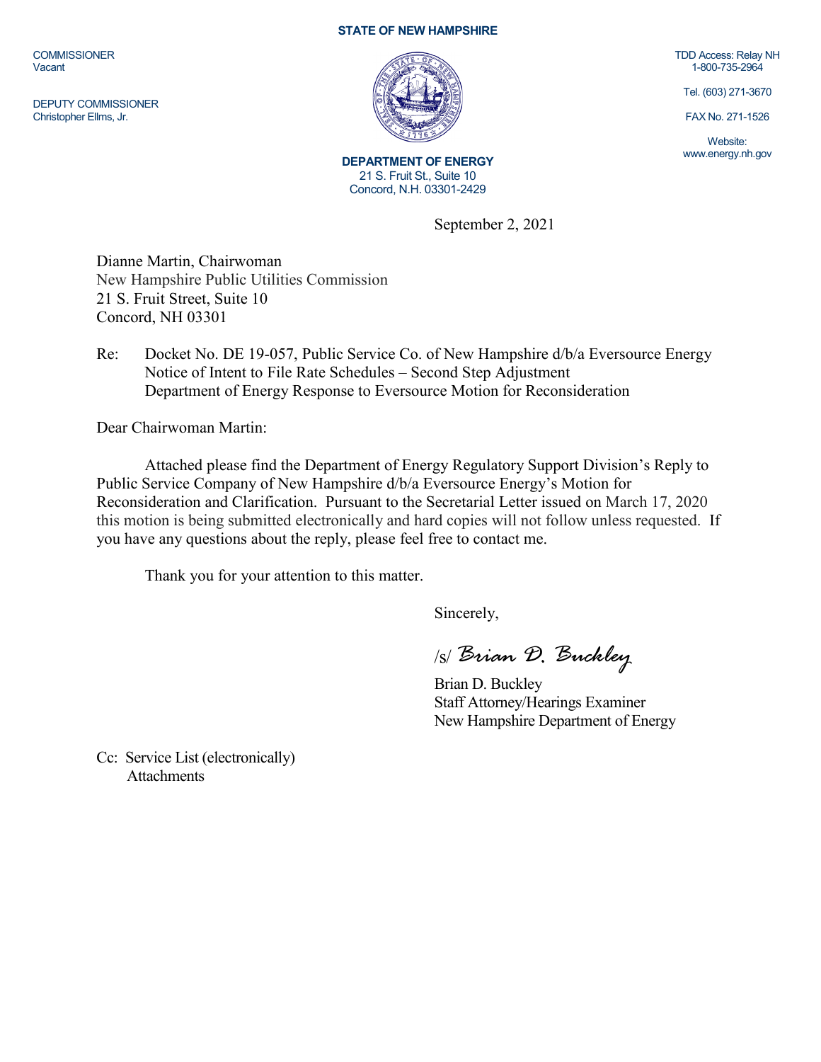**STATE OF NEW HAMPSHIRE**

COMMISSIONER
Vacant

DEPUTY COMMISSIONER
Christopher Ellms, Jr.

**DEPARTMENT OF ENERGY**
21 S. Fruit St., Suite 10
Concord, N.H. 03301-2429

TDD Access: Relay NH
1-800-735-2964

Tel. (603) 271-3670

FAX No. 271-1526

Website:
www.energy.nh.gov

September 2, 2021

Dianne Martin, Chairwoman
New Hampshire Public Utilities Commission
21 S. Fruit Street, Suite 10
Concord, NH 03301

Re: Docket No. DE 19-057, Public Service Co. of New Hampshire d/b/a Eversource Energy
Notice of Intent to File Rate Schedules – Second Step Adjustment
Department of Energy Response to Eversource Motion for Reconsideration

Dear Chairwoman Martin:

Attached please find the Department of Energy Regulatory Support Division's Reply to Public Service Company of New Hampshire d/b/a Eversource Energy's Motion for Reconsideration and Clarification. Pursuant to the Secretarial Letter issued on March 17, 2020 this motion is being submitted electronically and hard copies will not follow unless requested. If you have any questions about the reply, please feel free to contact me.

Thank you for your attention to this matter.

Sincerely,

/s/ *Brian D. Buckley*

Brian D. Buckley
Staff Attorney/Hearings Examiner
New Hampshire Department of Energy

Cc: Service List (electronically)
Attachments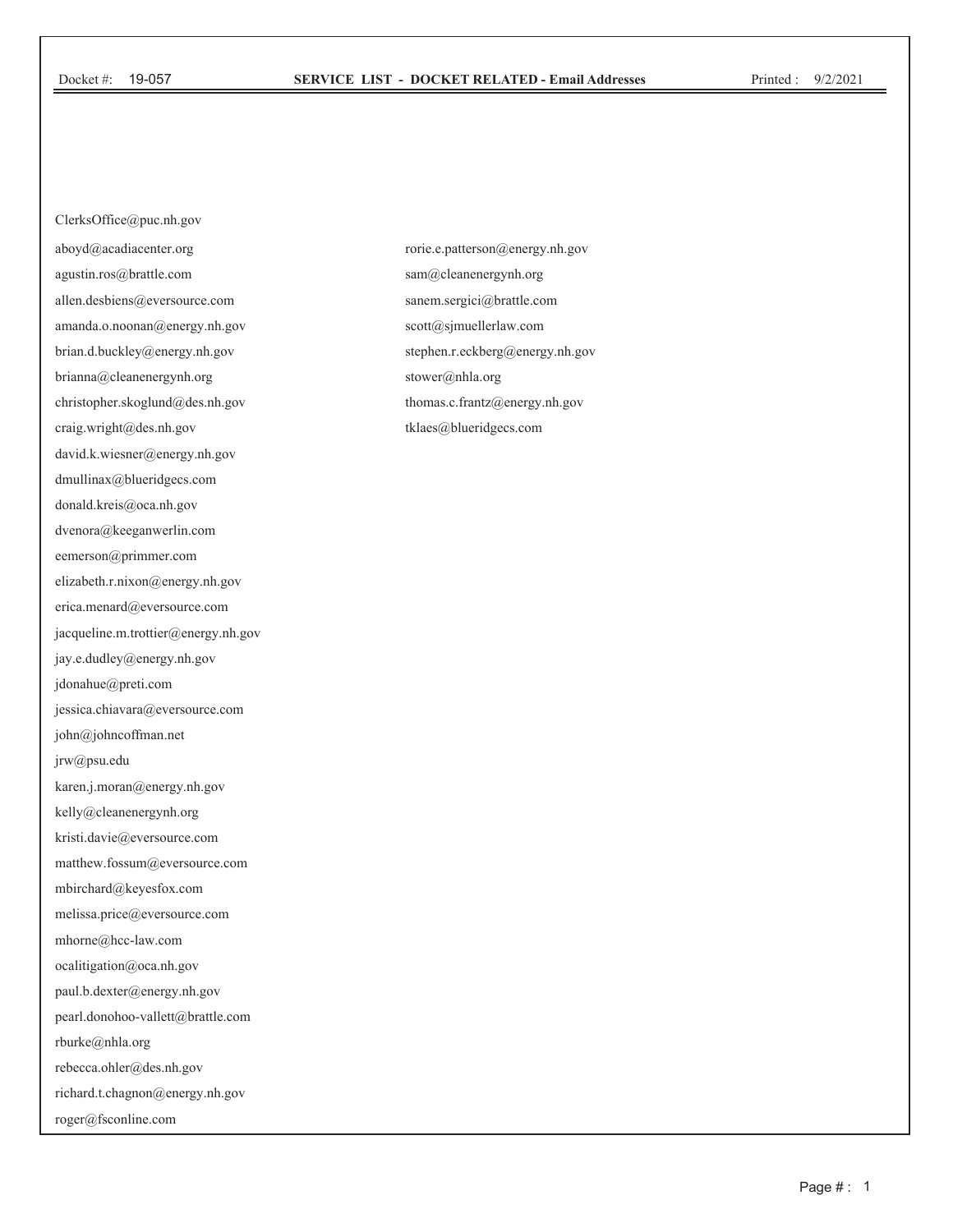Docket #: 19-057 **SERVICE LIST - DOCKET RELATED - Email Addresses** Printed : 9/2/2021

ClerksOffice@puc.nh.gov

aboyd@acadiacenter.org

agustin.ros@brattle.com

allen.desbiens@eversource.com

amanda.o.noonan@energy.nh.gov

brian.d.buckley@energy.nh.gov

brianna@cleanenergynh.org

christopher.skoglund@des.nh.gov

craig.wright@des.nh.gov

david.k.wiesner@energy.nh.gov

dmullinax@blueridgecs.com

donald.kreis@oca.nh.gov

dvenora@keeganwerlin.com

eemerson@primmer.com

elizabeth.r.nixon@energy.nh.gov

erica.menard@eversource.com

jacqueline.m.trottier@energy.nh.gov

jay.e.dudley@energy.nh.gov

jdonahue@preti.com

jessica.chiavara@eversource.com

john@johncoffman.net

jrw@psu.edu

karen.j.moran@energy.nh.gov

kelly@cleanenergynh.org

kristi.davie@eversource.com

matthew.fossum@eversource.com

mbirchard@keyesfox.com

melissa.price@eversource.com

mhorne@hcc-law.com

ocalitigation@oca.nh.gov

paul.b.dexter@energy.nh.gov

pearl.donohoo-vallett@brattle.com

rburke@nhla.org

rebecca.ohler@des.nh.gov

richard.t.chagnon@energy.nh.gov

roger@fsconline.com

rorie.e.patterson@energy.nh.gov

sam@cleanenergynh.org

sanem.sergici@brattle.com

scott@sjmuellerlaw.com

stephen.r.eckberg@energy.nh.gov

stower@nhla.org

thomas.c.frantz@energy.nh.gov

tklaes@blueridgecs.com